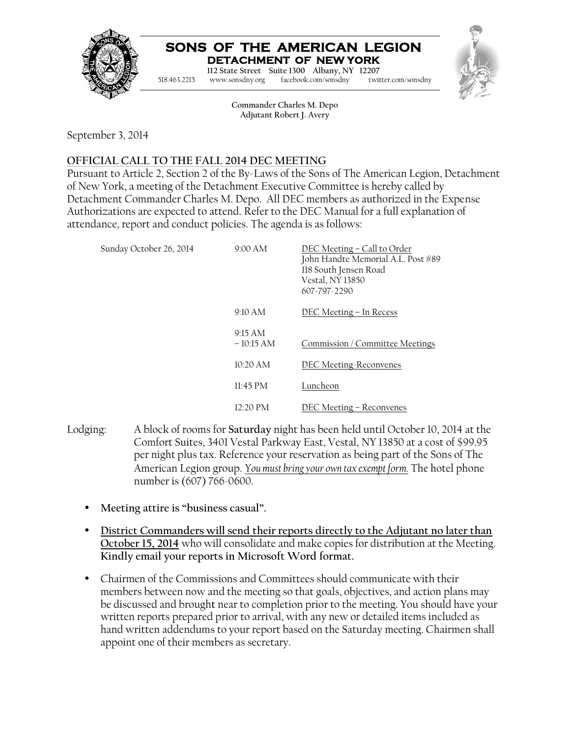# SONS OF THE AMERICAN LEGION
## DETACHMENT OF NEW YORK

112 State Street Suite 1300 Albany, NY 12207
518.463.2215 www.sonsdny.org facebook.com/sonsdny twitter.com/sonsdny

**Commander Charles M. Depo**
**Adjutant Robert J. Avery**

September 3, 2014

## OFFICIAL CALL TO THE FALL 2014 DEC MEETING

Pursuant to Article 2, Section 2 of the By-Laws of the Sons of The American Legion, Detachment of New York, a meeting of the Detachment Executive Committee is hereby called by Detachment Commander Charles M. Depo. All DEC members as authorized in the Expense Authorizations are expected to attend. Refer to the DEC Manual for a full explanation of attendance, report and conduct policies. The agenda is as follows:

| Date | Time | Event |
|---|---|---|
| Sunday October 26, 2014 | 9:00 AM | DEC Meeting – Call to Order<br>John Handte Memorial A.L. Post #89<br>118 South Jensen Road<br>Vestal, NY 13850<br>607-797-2290 |
| | 9:10 AM | DEC Meeting – In Recess |
| | 9:15 AM – 10:15 AM | Commission / Committee Meetings |
| | 10:20 AM | DEC Meeting-Reconvenes |
| | 11:45 PM | Luncheon |
| | 12:20 PM | DEC Meeting – Reconvenes |

Lodging: A block of rooms for **Saturday** night has been held until October 10, 2014 at the Comfort Suites, 3401 Vestal Parkway East, Vestal, NY 13850 at a cost of $99.95 per night plus tax. Reference your reservation as being part of the Sons of The American Legion group. *You must bring your own tax exempt form.* The hotel phone number is (607) 766-0600.

- **Meeting attire is "business casual".**
- **District Commanders will send their reports directly to the Adjutant no later than October 15, 2014** who will consolidate and make copies for distribution at the Meeting. **Kindly email your reports in Microsoft Word format.**
- Chairmen of the Commissions and Committees should communicate with their members between now and the meeting so that goals, objectives, and action plans may be discussed and brought near to completion prior to the meeting. You should have your written reports prepared prior to arrival, with any new or detailed items included as hand written addendums to your report based on the Saturday meeting. Chairmen shall appoint one of their members as secretary.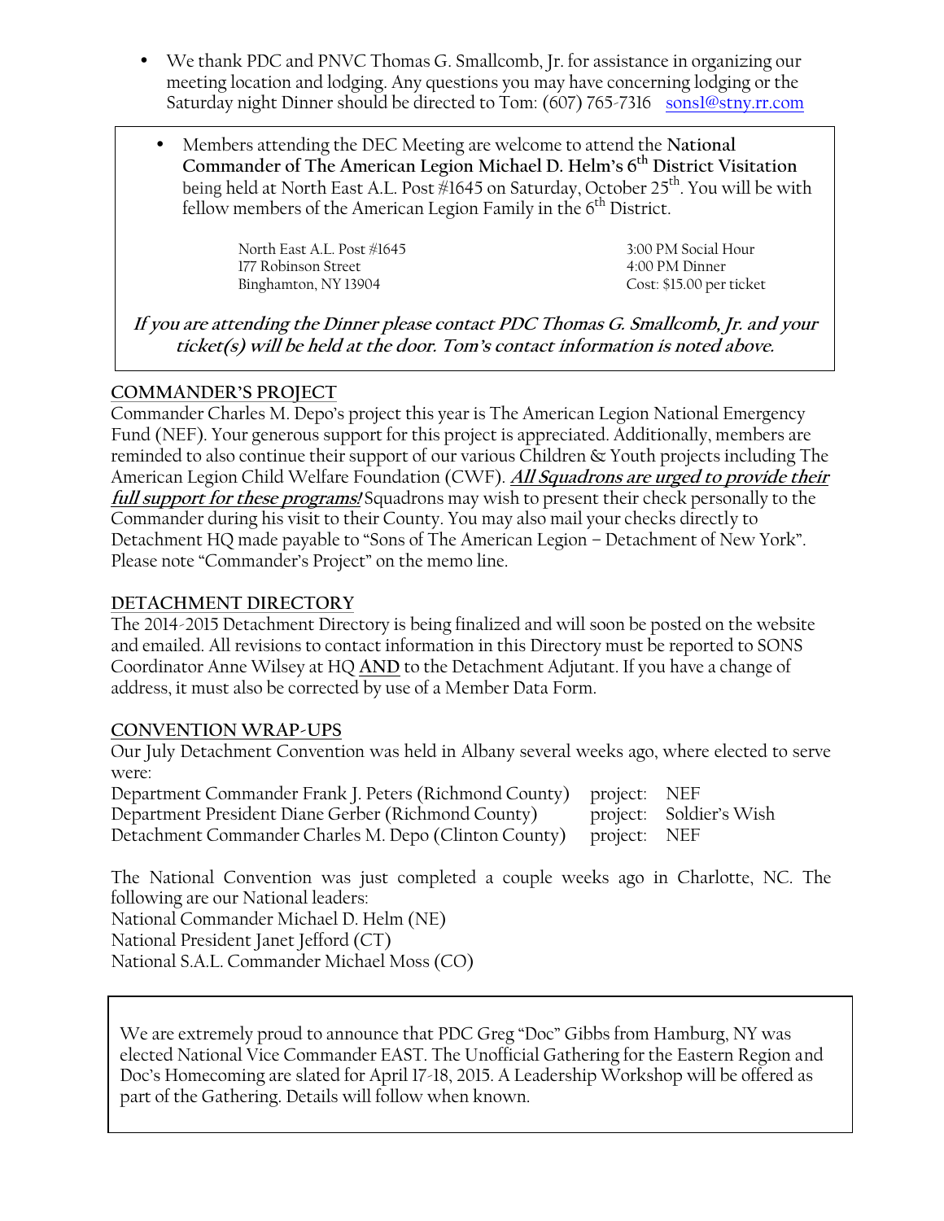- We thank PDC and PNVC Thomas G. Smallcomb, Jr. for assistance in organizing our meeting location and lodging. Any questions you may have concerning lodging or the Saturday night Dinner should be directed to Tom: (607) 765-7316 sonsl@stny.rr.com

- Members attending the DEC Meeting are welcome to attend the **National Commander of The American Legion Michael D. Helm's 6th District Visitation** being held at North East A.L. Post #1645 on Saturday, October 25th. You will be with fellow members of the American Legion Family in the 6th District.

| | |
|---|---|
| North East A.L. Post #1645 | 3:00 PM Social Hour |
| 177 Robinson Street | 4:00 PM Dinner |
| Binghamton, NY 13904 | Cost: $15.00 per ticket |

***If you are attending the Dinner please contact PDC Thomas G. Smallcomb, Jr. and your ticket(s) will be held at the door. Tom's contact information is noted above.***

## COMMANDER'S PROJECT

Commander Charles M. Depo's project this year is The American Legion National Emergency Fund (NEF). Your generous support for this project is appreciated. Additionally, members are reminded to also continue their support of our various Children & Youth projects including The American Legion Child Welfare Foundation (CWF). ***All Squadrons are urged to provide their full support for these programs!*** Squadrons may wish to present their check personally to the Commander during his visit to their County. You may also mail your checks directly to Detachment HQ made payable to "Sons of The American Legion – Detachment of New York". Please note "Commander's Project" on the memo line.

## DETACHMENT DIRECTORY

The 2014-2015 Detachment Directory is being finalized and will soon be posted on the website and emailed. All revisions to contact information in this Directory must be reported to SONS Coordinator Anne Wilsey at HQ **AND** to the Detachment Adjutant. If you have a change of address, it must also be corrected by use of a Member Data Form.

## CONVENTION WRAP-UPS

Our July Detachment Convention was held in Albany several weeks ago, where elected to serve were:

| | |
|---|---|
| Department Commander Frank J. Peters (Richmond County) | project: NEF |
| Department President Diane Gerber (Richmond County) | project: Soldier's Wish |
| Detachment Commander Charles M. Depo (Clinton County) | project: NEF |

The National Convention was just completed a couple weeks ago in Charlotte, NC. The following are our National leaders:
National Commander Michael D. Helm (NE)
National President Janet Jefford (CT)
National S.A.L. Commander Michael Moss (CO)

We are extremely proud to announce that PDC Greg "Doc" Gibbs from Hamburg, NY was elected National Vice Commander EAST. The Unofficial Gathering for the Eastern Region and Doc's Homecoming are slated for April 17-18, 2015. A Leadership Workshop will be offered as part of the Gathering. Details will follow when known.